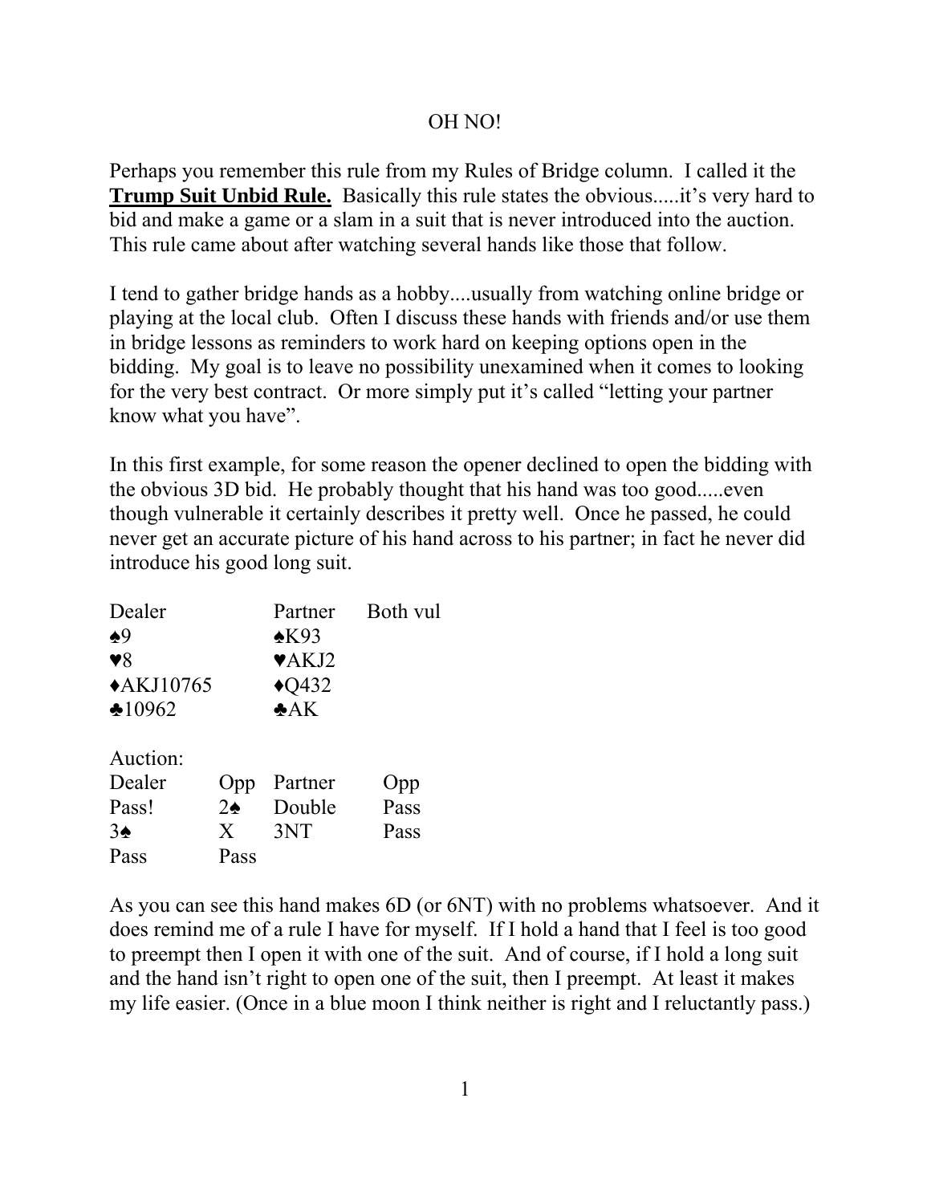# OH NO!

Perhaps you remember this rule from my Rules of Bridge column. I called it the **Trump Suit Unbid Rule.** Basically this rule states the obvious.....it's very hard to bid and make a game or a slam in a suit that is never introduced into the auction. This rule came about after watching several hands like those that follow.

I tend to gather bridge hands as a hobby....usually from watching online bridge or playing at the local club. Often I discuss these hands with friends and/or use them in bridge lessons as reminders to work hard on keeping options open in the bidding. My goal is to leave no possibility unexamined when it comes to looking for the very best contract. Or more simply put it's called "letting your partner know what you have".

In this first example, for some reason the opener declined to open the bidding with the obvious 3D bid. He probably thought that his hand was too good.....even though vulnerable it certainly describes it pretty well. Once he passed, he could never get an accurate picture of his hand across to his partner; in fact he never did introduce his good long suit.

| Dealer | Partner | Both vul |
|---|---|---|
| ♠9 | ♠K93 | |
| ♥8 | ♥AKJ2 | |
| ♦AKJ10765 | ♦Q432 | |
| ♣10962 | ♣AK | |

Auction:

| Dealer | Opp | Partner | Opp |
|---|---|---|---|
| Pass! | 2♠ | Double | Pass |
| 3♠ | X | 3NT | Pass |
| Pass | Pass | | |

As you can see this hand makes 6D (or 6NT) with no problems whatsoever. And it does remind me of a rule I have for myself. If I hold a hand that I feel is too good to preempt then I open it with one of the suit. And of course, if I hold a long suit and the hand isn't right to open one of the suit, then I preempt. At least it makes my life easier. (Once in a blue moon I think neither is right and I reluctantly pass.)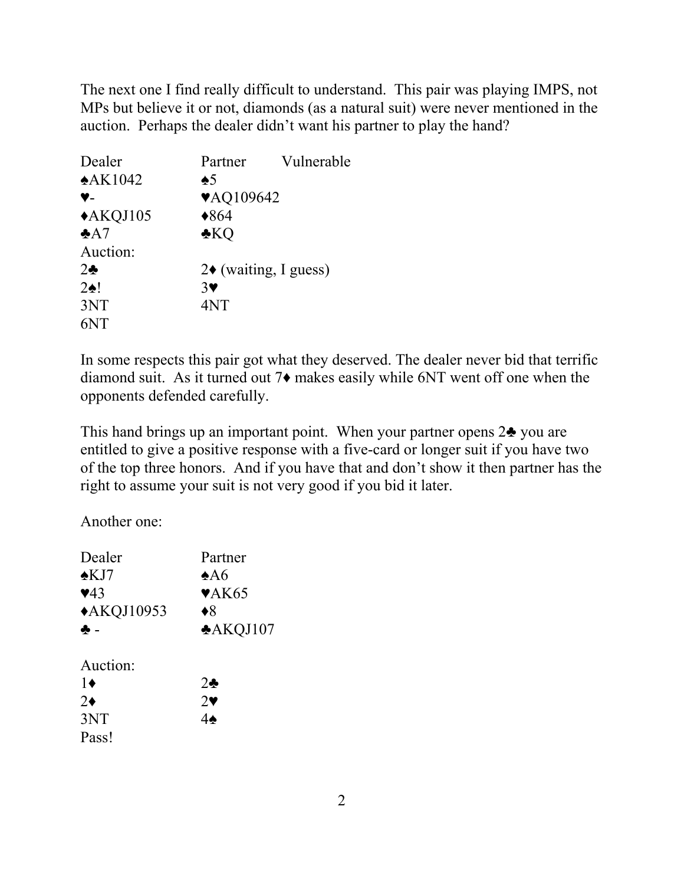The next one I find really difficult to understand. This pair was playing IMPS, not MPs but believe it or not, diamonds (as a natural suit) were never mentioned in the auction. Perhaps the dealer didn't want his partner to play the hand?

| Dealer | Partner | Vulnerable |
|---|---|---|
| ♠AK1042 | ♠5 | |
| ♥- | ♥AQ109642 | |
| ♦AKQJ105 | ♦864 | |
| ♣A7 | ♣KQ | |

Auction:

| | |
|---|---|
| 2♣ | 2♦ (waiting, I guess) |
| 2♠! | 3♥ |
| 3NT | 4NT |
| 6NT | |

In some respects this pair got what they deserved. The dealer never bid that terrific diamond suit. As it turned out 7♦ makes easily while 6NT went off one when the opponents defended carefully.

This hand brings up an important point. When your partner opens 2♣ you are entitled to give a positive response with a five-card or longer suit if you have two of the top three honors. And if you have that and don't show it then partner has the right to assume your suit is not very good if you bid it later.

Another one:

| Dealer | Partner |
|---|---|
| ♠KJ7 | ♠A6 |
| ♥43 | ♥AK65 |
| ♦AKQJ10953 | ♦8 |
| ♣ - | ♣AKQJ107 |

Auction:

| | |
|---|---|
| 1♦ | 2♣ |
| 2♦ | 2♥ |
| 3NT | 4♠ |
| Pass! | |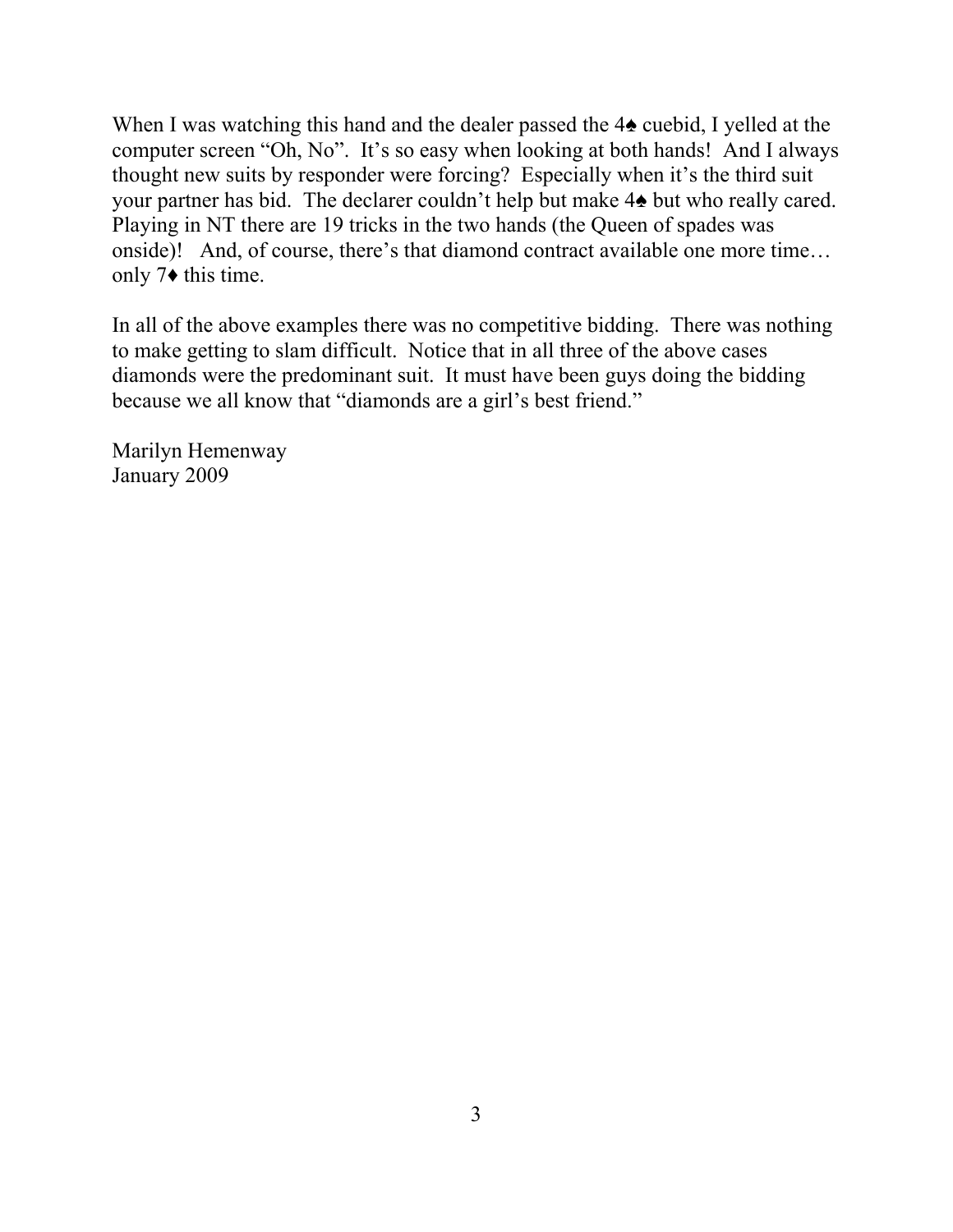When I was watching this hand and the dealer passed the 4♠ cuebid, I yelled at the computer screen "Oh, No". It's so easy when looking at both hands! And I always thought new suits by responder were forcing? Especially when it's the third suit your partner has bid. The declarer couldn't help but make 4♠ but who really cared. Playing in NT there are 19 tricks in the two hands (the Queen of spades was onside)! And, of course, there's that diamond contract available one more time… only 7♦ this time.

In all of the above examples there was no competitive bidding. There was nothing to make getting to slam difficult. Notice that in all three of the above cases diamonds were the predominant suit. It must have been guys doing the bidding because we all know that "diamonds are a girl's best friend."

Marilyn Hemenway
January 2009